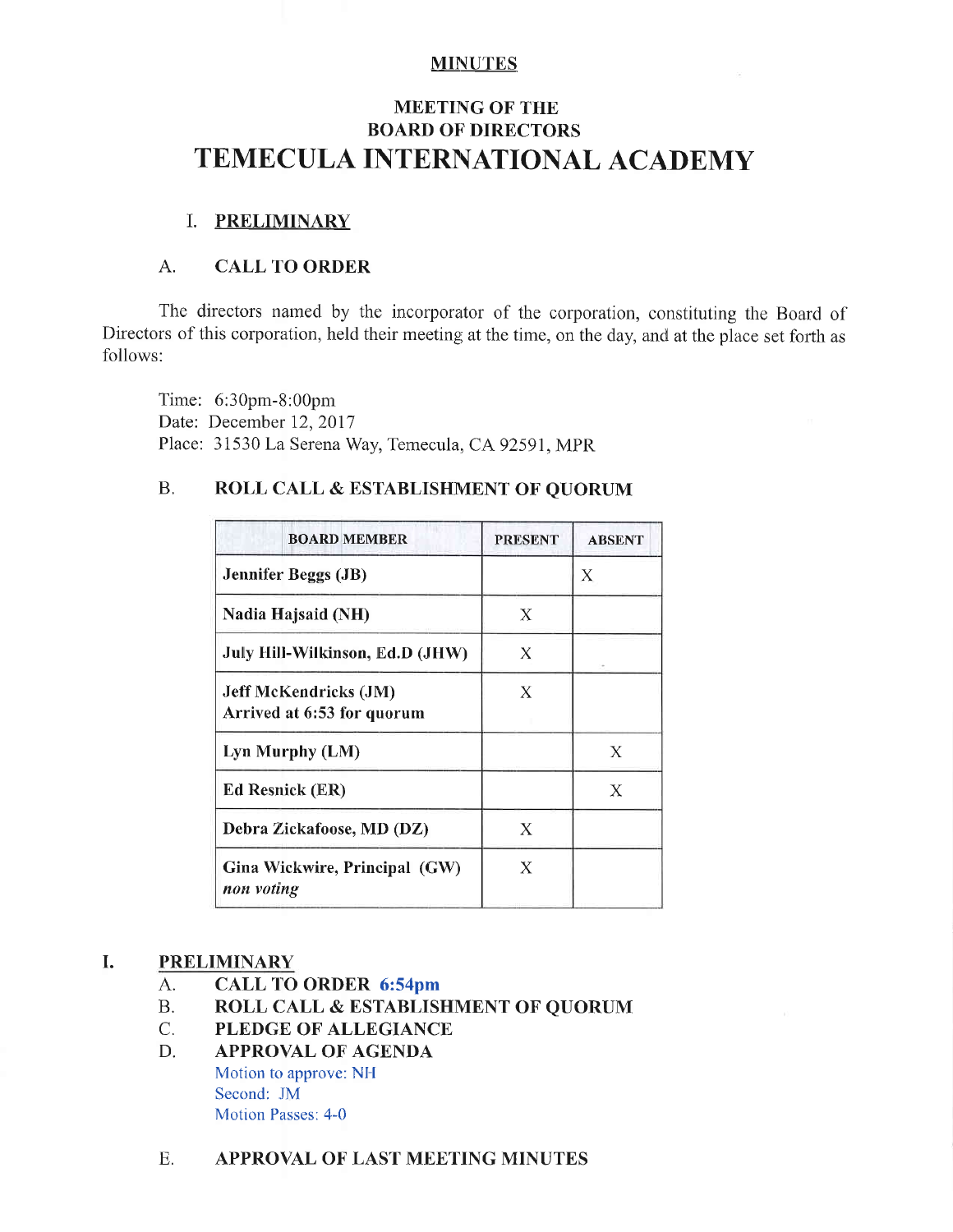**MINUTES**

## MEETING OF THE BOARD OF DIRECTORS

# TEMECULA INTERNATIONAL ACADEMY

### I. PRELIMINARY

### A. CALL TO ORDER

The directors named by the incorporator of the corporation, constituting the Board of Directors of this corporation, held their meeting at the time, on the day, and at the place set forth as follows:

Time: 6:30pm-8:00pm
Date: December 12, 2017
Place: 31530 La Serena Way, Temecula, CA 92591, MPR

### B. ROLL CALL & ESTABLISHMENT OF QUORUM

| BOARD MEMBER | PRESENT | ABSENT |
|---|---|---|
| **Jennifer Beggs (JB)** | | X |
| **Nadia Hajsaid (NH)** | X | |
| **July Hill-Wilkinson, Ed.D (JHW)** | X | |
| **Jeff McKendricks (JM)** **Arrived at 6:53 for quorum** | X | |
| **Lyn Murphy (LM)** | | X |
| **Ed Resnick (ER)** | | X |
| **Debra Zickafoose, MD (DZ)** | X | |
| **Gina Wickwire, Principal (GW)** ***non voting*** | X | |

### I. PRELIMINARY

A. **CALL TO ORDER** **6:54pm**

B. **ROLL CALL & ESTABLISHMENT OF QUORUM**

C. **PLEDGE OF ALLEGIANCE**

D. **APPROVAL OF AGENDA**

Motion to approve: NH
Second: JM
Motion Passes: 4-0

E. **APPROVAL OF LAST MEETING MINUTES**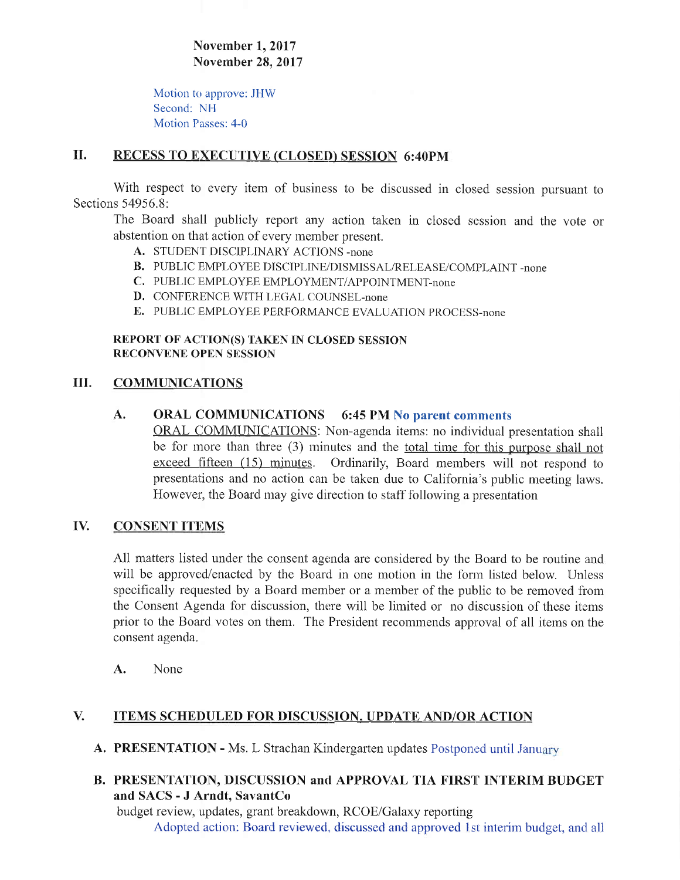**November 1, 2017**
**November 28, 2017**

Motion to approve: JHW
Second: NH
Motion Passes: 4-0

## II. RECESS TO EXECUTIVE (CLOSED) SESSION 6:40PM

With respect to every item of business to be discussed in closed session pursuant to Sections 54956.8:

The Board shall publicly report any action taken in closed session and the vote or abstention on that action of every member present.

- **A.** STUDENT DISCIPLINARY ACTIONS -none
- **B.** PUBLIC EMPLOYEE DISCIPLINE/DISMISSAL/RELEASE/COMPLAINT -none
- **C.** PUBLIC EMPLOYEE EMPLOYMENT/APPOINTMENT-none
- **D.** CONFERENCE WITH LEGAL COUNSEL-none
- **E.** PUBLIC EMPLOYEE PERFORMANCE EVALUATION PROCESS-none

**REPORT OF ACTION(S) TAKEN IN CLOSED SESSION**
**RECONVENE OPEN SESSION**

## III. COMMUNICATIONS

**A. ORAL COMMUNICATIONS 6:45 PM No parent comments**

ORAL COMMUNICATIONS: Non-agenda items: no individual presentation shall be for more than three (3) minutes and the total time for this purpose shall not exceed fifteen (15) minutes. Ordinarily, Board members will not respond to presentations and no action can be taken due to California's public meeting laws. However, the Board may give direction to staff following a presentation

## IV. CONSENT ITEMS

All matters listed under the consent agenda are considered by the Board to be routine and will be approved/enacted by the Board in one motion in the form listed below. Unless specifically requested by a Board member or a member of the public to be removed from the Consent Agenda for discussion, there will be limited or no discussion of these items prior to the Board votes on them. The President recommends approval of all items on the consent agenda.

**A.** None

## V. ITEMS SCHEDULED FOR DISCUSSION, UPDATE AND/OR ACTION

**A. PRESENTATION -** Ms. L Strachan Kindergarten updates Postponed until January

**B. PRESENTATION, DISCUSSION and APPROVAL TIA FIRST INTERIM BUDGET and SACS - J Arndt, SavantCo**

budget review, updates, grant breakdown, RCOE/Galaxy reporting

Adopted action: Board reviewed, discussed and approved 1st interim budget, and all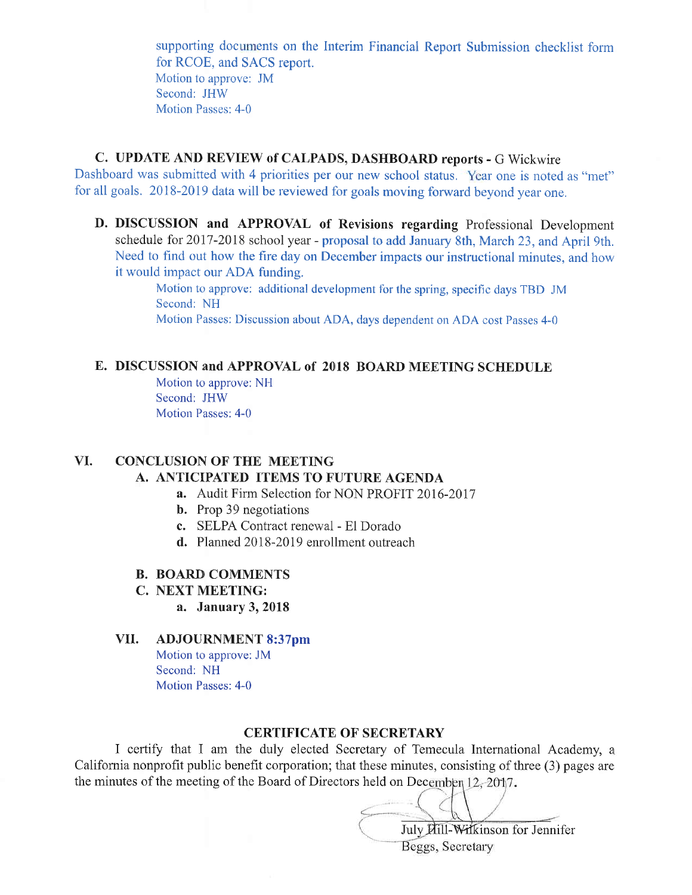supporting documents on the Interim Financial Report Submission checklist form for RCOE, and SACS report.

Motion to approve: JM
Second: JHW
Motion Passes: 4-0

**C. UPDATE AND REVIEW of CALPADS, DASHBOARD reports -** G Wickwire

Dashboard was submitted with 4 priorities per our new school status. Year one is noted as "met" for all goals. 2018-2019 data will be reviewed for goals moving forward beyond year one.

**D. DISCUSSION and APPROVAL of Revisions regarding** Professional Development schedule for 2017-2018 school year - proposal to add January 8th, March 23, and April 9th. Need to find out how the fire day on December impacts our instructional minutes, and how it would impact our ADA funding.

Motion to approve: additional development for the spring, specific days TBD JM
Second: NH
Motion Passes: Discussion about ADA, days dependent on ADA cost Passes 4-0

**E. DISCUSSION and APPROVAL of 2018 BOARD MEETING SCHEDULE**

Motion to approve: NH
Second: JHW
Motion Passes: 4-0

## VI. CONCLUSION OF THE MEETING

**A. ANTICIPATED ITEMS TO FUTURE AGENDA**

- **a.** Audit Firm Selection for NON PROFIT 2016-2017
- **b.** Prop 39 negotiations
- **c.** SELPA Contract renewal - El Dorado
- **d.** Planned 2018-2019 enrollment outreach

**B. BOARD COMMENTS**

**C. NEXT MEETING:**

- **a. January 3, 2018**

## VII. ADJOURNMENT 8:37pm

Motion to approve: JM
Second: NH
Motion Passes: 4-0

### CERTIFICATE OF SECRETARY

I certify that I am the duly elected Secretary of Temecula International Academy, a California nonprofit public benefit corporation; that these minutes, consisting of three (3) pages are the minutes of the meeting of the Board of Directors held on December 12, 2017.

July Hill-Wilkinson for Jennifer Beggs, Secretary